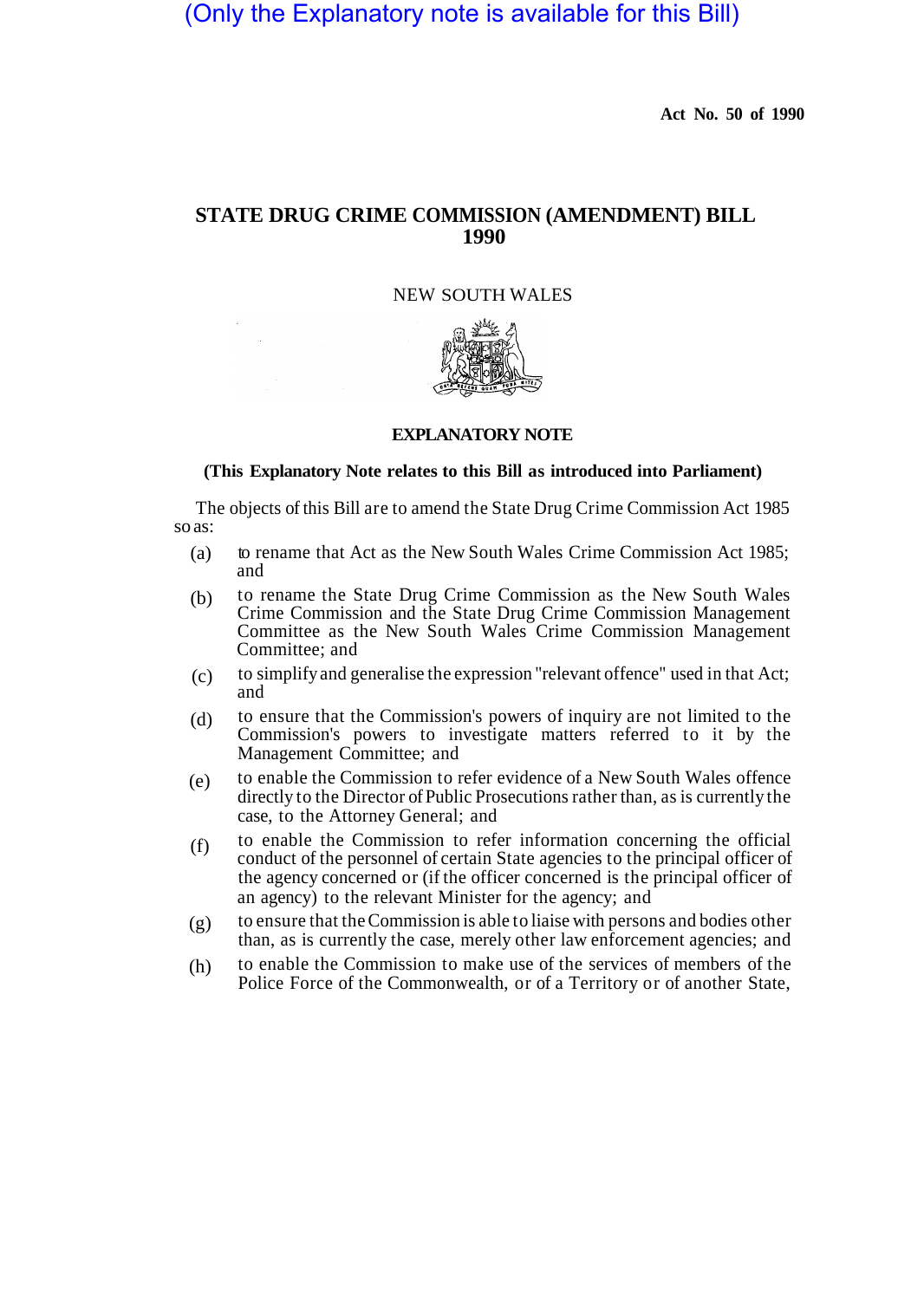(Only the Explanatory note is available for this Bill)

Act No. 50 of 1990

# STATE DRUG CRIME COMMISSION (AMENDMENT) BILL 1990

NEW SOUTH WALES

## EXPLANATORY NOTE

**(This Explanatory Note relates to this Bill as introduced into Parliament)**

The objects of this Bill are to amend the State Drug Crime Commission Act 1985 so as:

(a) to rename that Act as the New South Wales Crime Commission Act 1985; and

(b) to rename the State Drug Crime Commission as the New South Wales Crime Commission and the State Drug Crime Commission Management Committee as the New South Wales Crime Commission Management Committee; and

(c) to simplify and generalise the expression "relevant offence" used in that Act; and

(d) to ensure that the Commission's powers of inquiry are not limited to the Commission's powers to investigate matters referred to it by the Management Committee; and

(e) to enable the Commission to refer evidence of a New South Wales offence directly to the Director of Public Prosecutions rather than, as is currently the case, to the Attorney General; and

(f) to enable the Commission to refer information concerning the official conduct of the personnel of certain State agencies to the principal officer of the agency concerned or (if the officer concerned is the principal officer of an agency) to the relevant Minister for the agency; and

(g) to ensure that the Commission is able to liaise with persons and bodies other than, as is currently the case, merely other law enforcement agencies; and

(h) to enable the Commission to make use of the services of members of the Police Force of the Commonwealth, or of a Territory or of another State,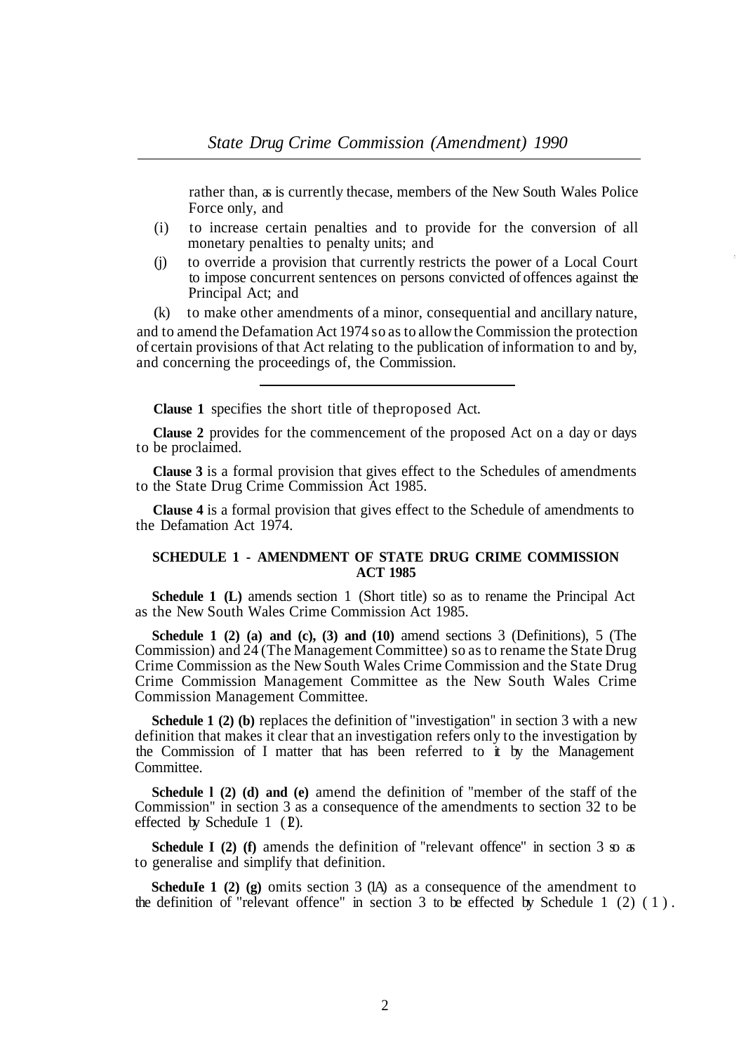rather than, as is currently the case, members of the New South Wales Police Force only, and

(i) to increase certain penalties and to provide for the conversion of all monetary penalties to penalty units; and

(j) to override a provision that currently restricts the power of a Local Court to impose concurrent sentences on persons convicted of offences against the Principal Act; and

(k) to make other amendments of a minor, consequential and ancillary nature,

and to amend the Defamation Act 1974 so as to allow the Commission the protection of certain provisions of that Act relating to the publication of information to and by, and concerning the proceedings of, the Commission.

---

**Clause 1** specifies the short title of the proposed Act.

**Clause 2** provides for the commencement of the proposed Act on a day or days to be proclaimed.

**Clause 3** is a formal provision that gives effect to the Schedules of amendments to the State Drug Crime Commission Act 1985.

**Clause 4** is a formal provision that gives effect to the Schedule of amendments to the Defamation Act 1974.

## SCHEDULE 1 - AMENDMENT OF STATE DRUG CRIME COMMISSION ACT 1985

**Schedule 1 (L)** amends section 1 (Short title) so as to rename the Principal Act as the New South Wales Crime Commission Act 1985.

**Schedule 1 (2) (a) and (c), (3) and (10)** amend sections 3 (Definitions), 5 (The Commission) and 24 (The Management Committee) so as to rename the State Drug Crime Commission as the New South Wales Crime Commission and the State Drug Crime Commission Management Committee as the New South Wales Crime Commission Management Committee.

**Schedule 1 (2) (b)** replaces the definition of "investigation" in section 3 with a new definition that makes it clear that an investigation refers only to the investigation by the Commission of I matter that has been referred to it by the Management Committee.

**Schedule l (2) (d) and (e)** amend the definition of "member of the staff of the Commission" in section 3 as a consequence of the amendments to section 32 to be effected by Schedule 1 (12).

**Schedule I (2) (f)** amends the definition of "relevant offence" in section 3 so as to generalise and simplify that definition.

**Schedule 1 (2) (g)** omits section 3 (1A) as a consequence of the amendment to the definition of "relevant offence" in section 3 to be effected by Schedule 1 (2) (1).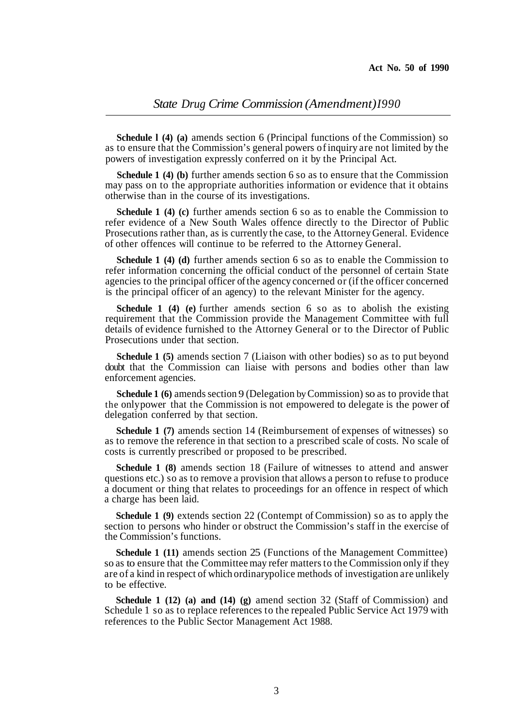**Schedule 1 (4) (a)** amends section 6 (Principal functions of the Commission) so as to ensure that the Commission's general powers of inquiry are not limited by the powers of investigation expressly conferred on it by the Principal Act.

**Schedule 1 (4) (b)** further amends section 6 so as to ensure that the Commission may pass on to the appropriate authorities information or evidence that it obtains otherwise than in the course of its investigations.

**Schedule 1 (4) (c)** further amends section 6 so as to enable the Commission to refer evidence of a New South Wales offence directly to the Director of Public Prosecutions rather than, as is currently the case, to the Attorney General. Evidence of other offences will continue to be referred to the Attorney General.

**Schedule 1 (4) (d)** further amends section 6 so as to enable the Commission to refer information concerning the official conduct of the personnel of certain State agencies to the principal officer of the agency concerned or (if the officer concerned is the principal officer of an agency) to the relevant Minister for the agency.

**Schedule 1 (4) (e)** further amends section 6 so as to abolish the existing requirement that the Commission provide the Management Committee with full details of evidence furnished to the Attorney General or to the Director of Public Prosecutions under that section.

**Schedule 1 (5)** amends section 7 (Liaison with other bodies) so as to put beyond doubt that the Commission can liaise with persons and bodies other than law enforcement agencies.

**Schedule 1 (6)** amends section 9 (Delegation by Commission) so as to provide that the only power that the Commission is not empowered to delegate is the power of delegation conferred by that section.

**Schedule 1 (7)** amends section 14 (Reimbursement of expenses of witnesses) so as to remove the reference in that section to a prescribed scale of costs. No scale of costs is currently prescribed or proposed to be prescribed.

**Schedule 1 (8)** amends section 18 (Failure of witnesses to attend and answer questions etc.) so as to remove a provision that allows a person to refuse to produce a document or thing that relates to proceedings for an offence in respect of which a charge has been laid.

**Schedule 1 (9)** extends section 22 (Contempt of Commission) so as to apply the section to persons who hinder or obstruct the Commission's staff in the exercise of the Commission's functions.

**Schedule 1 (11)** amends section 25 (Functions of the Management Committee) so as to ensure that the Committee may refer matters to the Commission only if they are of a kind in respect of which ordinary police methods of investigation are unlikely to be effective.

**Schedule 1 (12) (a) and (14) (g)** amend section 32 (Staff of Commission) and Schedule 1 so as to replace references to the repealed Public Service Act 1979 with references to the Public Sector Management Act 1988.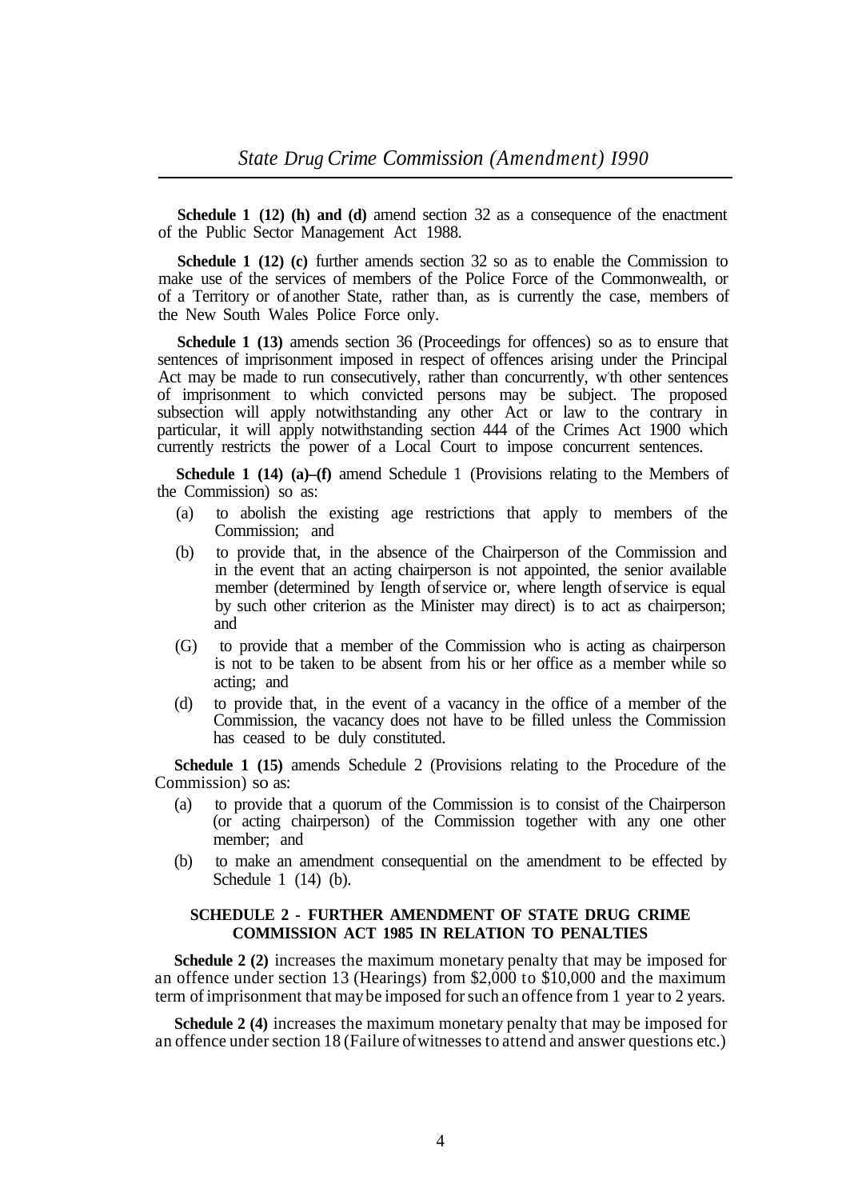**Schedule 1 (12) (h) and (d)** amend section 32 as a consequence of the enactment of the Public Sector Management Act 1988.

**Schedule 1 (12) (c)** further amends section 32 so as to enable the Commission to make use of the services of members of the Police Force of the Commonwealth, or of a Territory or of another State, rather than, as is currently the case, members of the New South Wales Police Force only.

**Schedule 1 (13)** amends section 36 (Proceedings for offences) so as to ensure that sentences of imprisonment imposed in respect of offences arising under the Principal Act may be made to run consecutively, rather than concurrently, with other sentences of imprisonment to which convicted persons may be subject. The proposed subsection will apply notwithstanding any other Act or law to the contrary in particular, it will apply notwithstanding section 444 of the Crimes Act 1900 which currently restricts the power of a Local Court to impose concurrent sentences.

**Schedule 1 (14) (a)–(f)** amend Schedule 1 (Provisions relating to the Members of the Commission) so as:

(a) to abolish the existing age restrictions that apply to members of the Commission; and

(b) to provide that, in the absence of the Chairperson of the Commission and in the event that an acting chairperson is not appointed, the senior available member (determined by length of service or, where length of service is equal by such other criterion as the Minister may direct) is to act as chairperson; and

(G) to provide that a member of the Commission who is acting as chairperson is not to be taken to be absent from his or her office as a member while so acting; and

(d) to provide that, in the event of a vacancy in the office of a member of the Commission, the vacancy does not have to be filled unless the Commission has ceased to be duly constituted.

**Schedule 1 (15)** amends Schedule 2 (Provisions relating to the Procedure of the Commission) so as:

(a) to provide that a quorum of the Commission is to consist of the Chairperson (or acting chairperson) of the Commission together with any one other member; and

(b) to make an amendment consequential on the amendment to be effected by Schedule 1 (14) (b).

## SCHEDULE 2 - FURTHER AMENDMENT OF STATE DRUG CRIME COMMISSION ACT 1985 IN RELATION TO PENALTIES

**Schedule 2 (2)** increases the maximum monetary penalty that may be imposed for an offence under section 13 (Hearings) from $2,000 to $10,000 and the maximum term of imprisonment that may be imposed for such an offence from 1 year to 2 years.

**Schedule 2 (4)** increases the maximum monetary penalty that may be imposed for an offence under section 18 (Failure of witnesses to attend and answer questions etc.)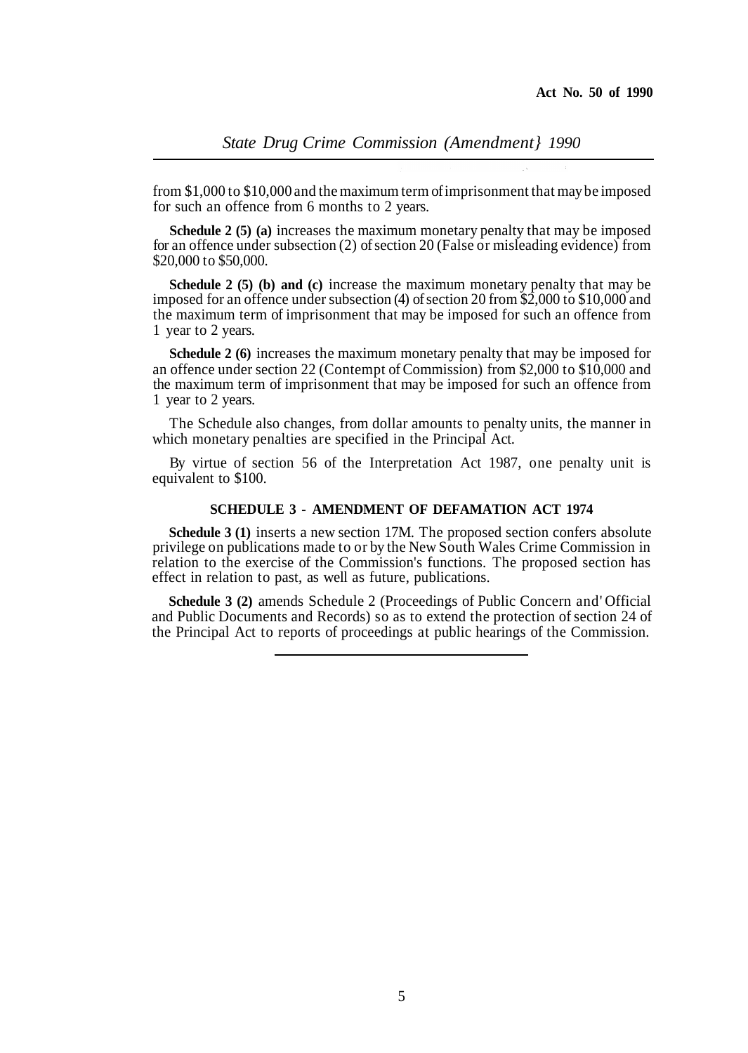from $1,000 to $10,000 and the maximum term of imprisonment that may be imposed for such an offence from 6 months to 2 years.

**Schedule 2 (5) (a)** increases the maximum monetary penalty that may be imposed for an offence under subsection (2) of section 20 (False or misleading evidence) from $20,000 to $50,000.

**Schedule 2 (5) (b) and (c)** increase the maximum monetary penalty that may be imposed for an offence under subsection (4) of section 20 from $2,000 to $10,000 and the maximum term of imprisonment that may be imposed for such an offence from 1 year to 2 years.

**Schedule 2 (6)** increases the maximum monetary penalty that may be imposed for an offence under section 22 (Contempt of Commission) from $2,000 to $10,000 and the maximum term of imprisonment that may be imposed for such an offence from 1 year to 2 years.

The Schedule also changes, from dollar amounts to penalty units, the manner in which monetary penalties are specified in the Principal Act.

By virtue of section 56 of the Interpretation Act 1987, one penalty unit is equivalent to $100.

**SCHEDULE 3 - AMENDMENT OF DEFAMATION ACT 1974**

**Schedule 3 (1)** inserts a new section 17M. The proposed section confers absolute privilege on publications made to or by the New South Wales Crime Commission in relation to the exercise of the Commission's functions. The proposed section has effect in relation to past, as well as future, publications.

**Schedule 3 (2)** amends Schedule 2 (Proceedings of Public Concern and' Official and Public Documents and Records) so as to extend the protection of section 24 of the Principal Act to reports of proceedings at public hearings of the Commission.